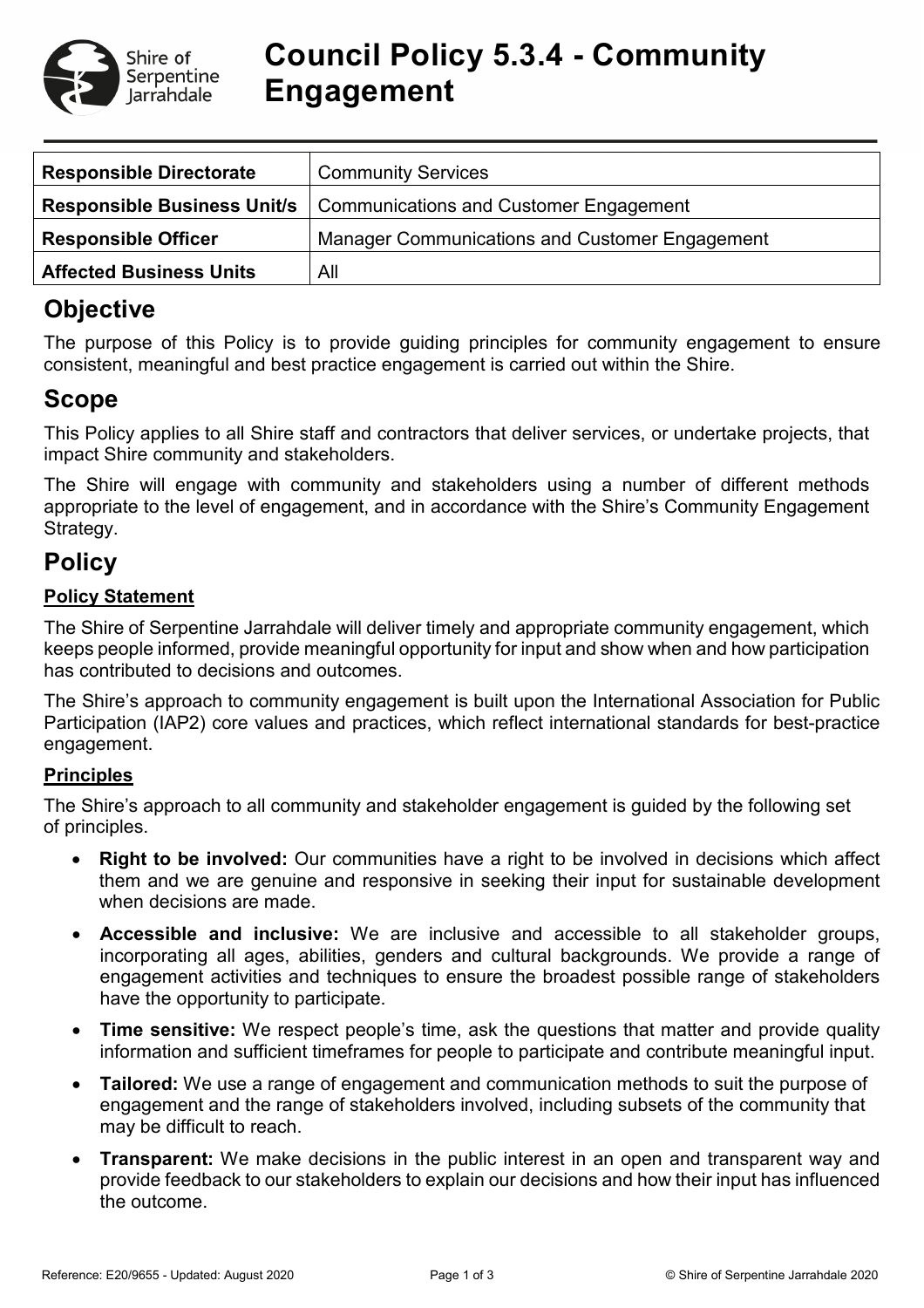# Council Policy 5.3.4 - Community Engagement

| | |
|---|---|
| **Responsible Directorate** | Community Services |
| **Responsible Business Unit/s** | Communications and Customer Engagement |
| **Responsible Officer** | Manager Communications and Customer Engagement |
| **Affected Business Units** | All |

## Objective

The purpose of this Policy is to provide guiding principles for community engagement to ensure consistent, meaningful and best practice engagement is carried out within the Shire.

## Scope

This Policy applies to all Shire staff and contractors that deliver services, or undertake projects, that impact Shire community and stakeholders.

The Shire will engage with community and stakeholders using a number of different methods appropriate to the level of engagement, and in accordance with the Shire's Community Engagement Strategy.

## Policy

### Policy Statement

The Shire of Serpentine Jarrahdale will deliver timely and appropriate community engagement, which keeps people informed, provide meaningful opportunity for input and show when and how participation has contributed to decisions and outcomes.

The Shire's approach to community engagement is built upon the International Association for Public Participation (IAP2) core values and practices, which reflect international standards for best-practice engagement.

### Principles

The Shire's approach to all community and stakeholder engagement is guided by the following set of principles.

- **Right to be involved:** Our communities have a right to be involved in decisions which affect them and we are genuine and responsive in seeking their input for sustainable development when decisions are made.
- **Accessible and inclusive:** We are inclusive and accessible to all stakeholder groups, incorporating all ages, abilities, genders and cultural backgrounds. We provide a range of engagement activities and techniques to ensure the broadest possible range of stakeholders have the opportunity to participate.
- **Time sensitive:** We respect people's time, ask the questions that matter and provide quality information and sufficient timeframes for people to participate and contribute meaningful input.
- **Tailored:** We use a range of engagement and communication methods to suit the purpose of engagement and the range of stakeholders involved, including subsets of the community that may be difficult to reach.
- **Transparent:** We make decisions in the public interest in an open and transparent way and provide feedback to our stakeholders to explain our decisions and how their input has influenced the outcome.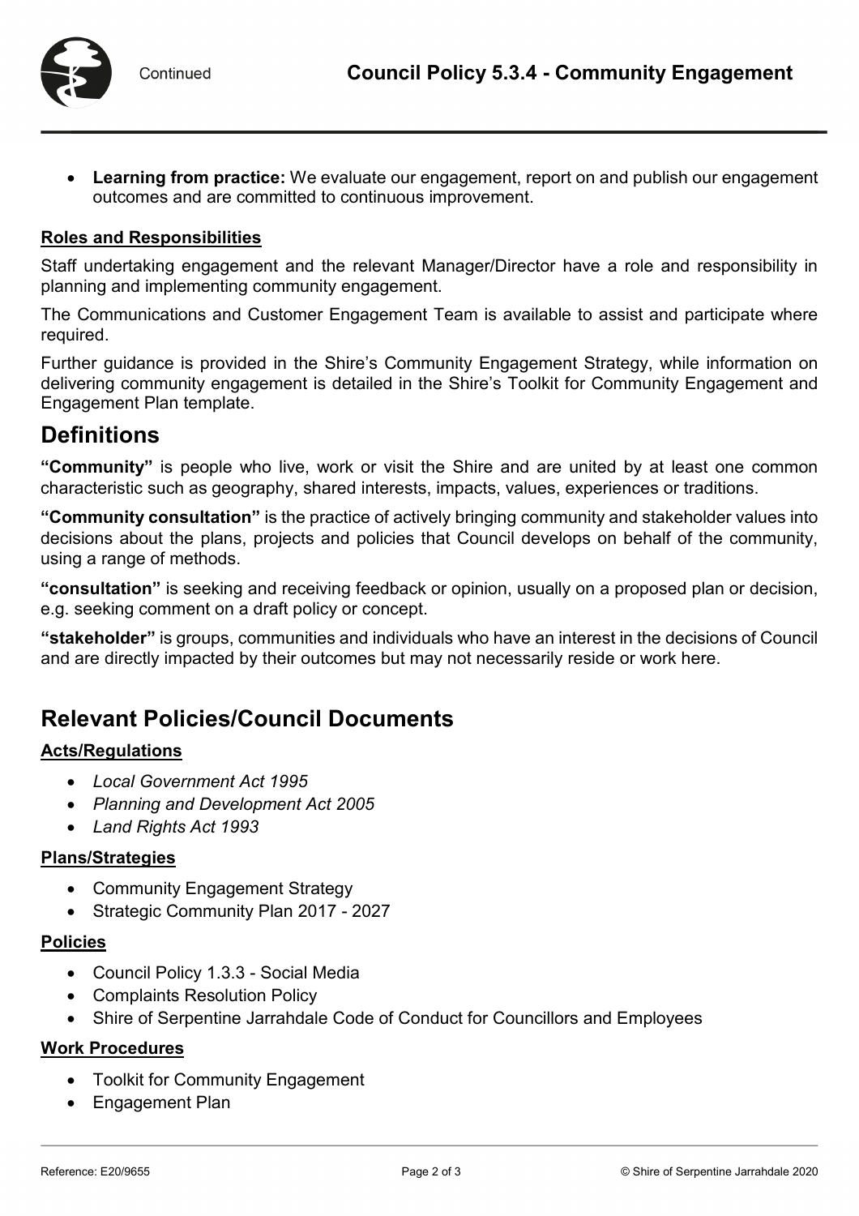- **Learning from practice:** We evaluate our engagement, report on and publish our engagement outcomes and are committed to continuous improvement.

**Roles and Responsibilities**

Staff undertaking engagement and the relevant Manager/Director have a role and responsibility in planning and implementing community engagement.

The Communications and Customer Engagement Team is available to assist and participate where required.

Further guidance is provided in the Shire's Community Engagement Strategy, while information on delivering community engagement is detailed in the Shire's Toolkit for Community Engagement and Engagement Plan template.

# Definitions

**"Community"** is people who live, work or visit the Shire and are united by at least one common characteristic such as geography, shared interests, impacts, values, experiences or traditions.

**"Community consultation"** is the practice of actively bringing community and stakeholder values into decisions about the plans, projects and policies that Council develops on behalf of the community, using a range of methods.

**"consultation"** is seeking and receiving feedback or opinion, usually on a proposed plan or decision, e.g. seeking comment on a draft policy or concept.

**"stakeholder"** is groups, communities and individuals who have an interest in the decisions of Council and are directly impacted by their outcomes but may not necessarily reside or work here.

# Relevant Policies/Council Documents

**Acts/Regulations**

- *Local Government Act 1995*
- *Planning and Development Act 2005*
- *Land Rights Act 1993*

**Plans/Strategies**

- Community Engagement Strategy
- Strategic Community Plan 2017 - 2027

**Policies**

- Council Policy 1.3.3 - Social Media
- Complaints Resolution Policy
- Shire of Serpentine Jarrahdale Code of Conduct for Councillors and Employees

**Work Procedures**

- Toolkit for Community Engagement
- Engagement Plan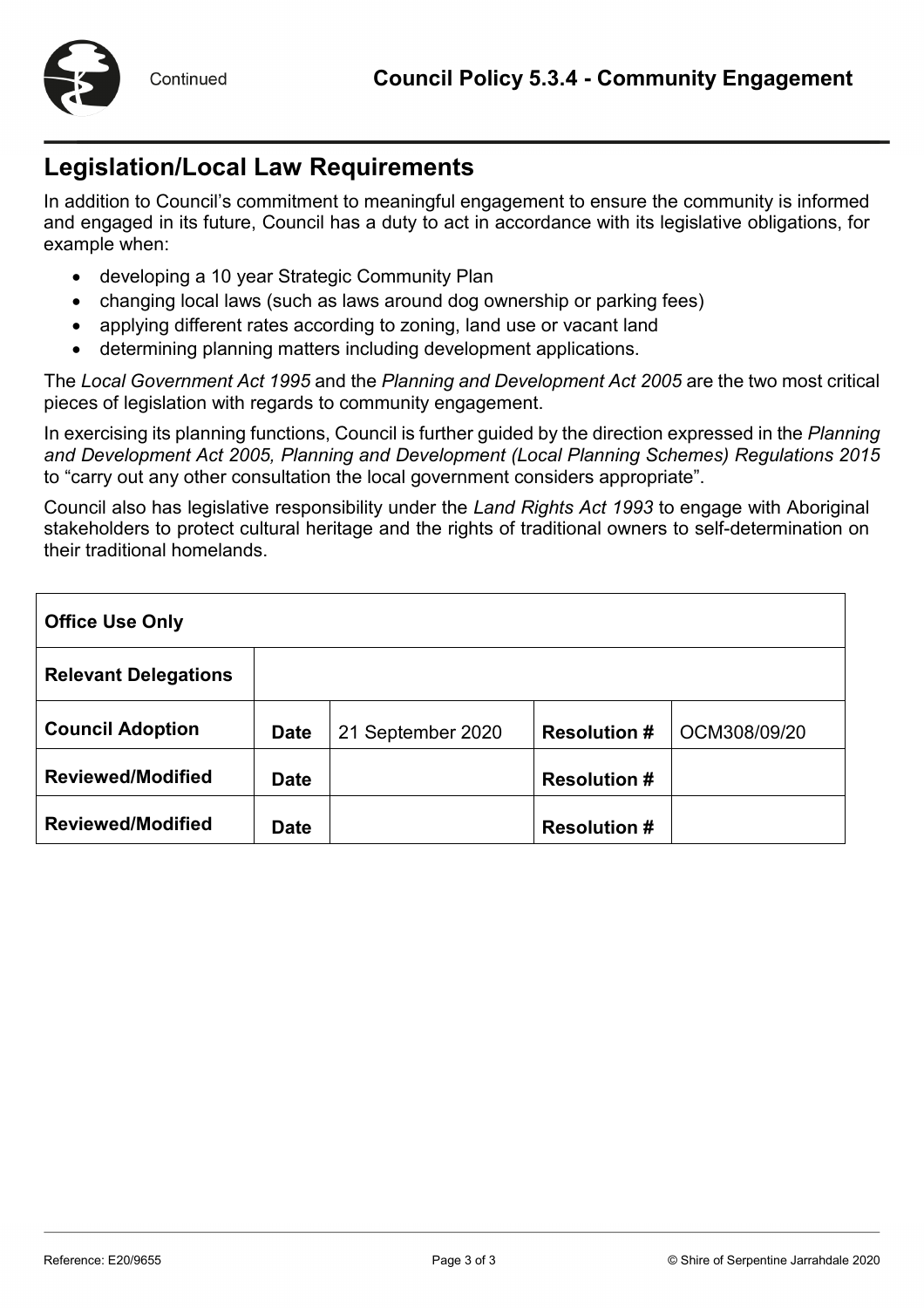## Legislation/Local Law Requirements

In addition to Council's commitment to meaningful engagement to ensure the community is informed and engaged in its future, Council has a duty to act in accordance with its legislative obligations, for example when:

- developing a 10 year Strategic Community Plan
- changing local laws (such as laws around dog ownership or parking fees)
- applying different rates according to zoning, land use or vacant land
- determining planning matters including development applications.

The *Local Government Act 1995* and the *Planning and Development Act 2005* are the two most critical pieces of legislation with regards to community engagement.

In exercising its planning functions, Council is further guided by the direction expressed in the *Planning and Development Act 2005, Planning and Development (Local Planning Schemes) Regulations 2015* to "carry out any other consultation the local government considers appropriate".

Council also has legislative responsibility under the *Land Rights Act 1993* to engage with Aboriginal stakeholders to protect cultural heritage and the rights of traditional owners to self-determination on their traditional homelands.

| **Office Use Only** | | | | |
|---|---|---|---|---|
| **Relevant Delegations** | | | | |
| **Council Adoption** | **Date** | 21 September 2020 | **Resolution #** | OCM308/09/20 |
| **Reviewed/Modified** | **Date** | | **Resolution #** | |
| **Reviewed/Modified** | **Date** | | **Resolution #** | |

Reference: E20/9655

© Shire of Serpentine Jarrahdale 2020